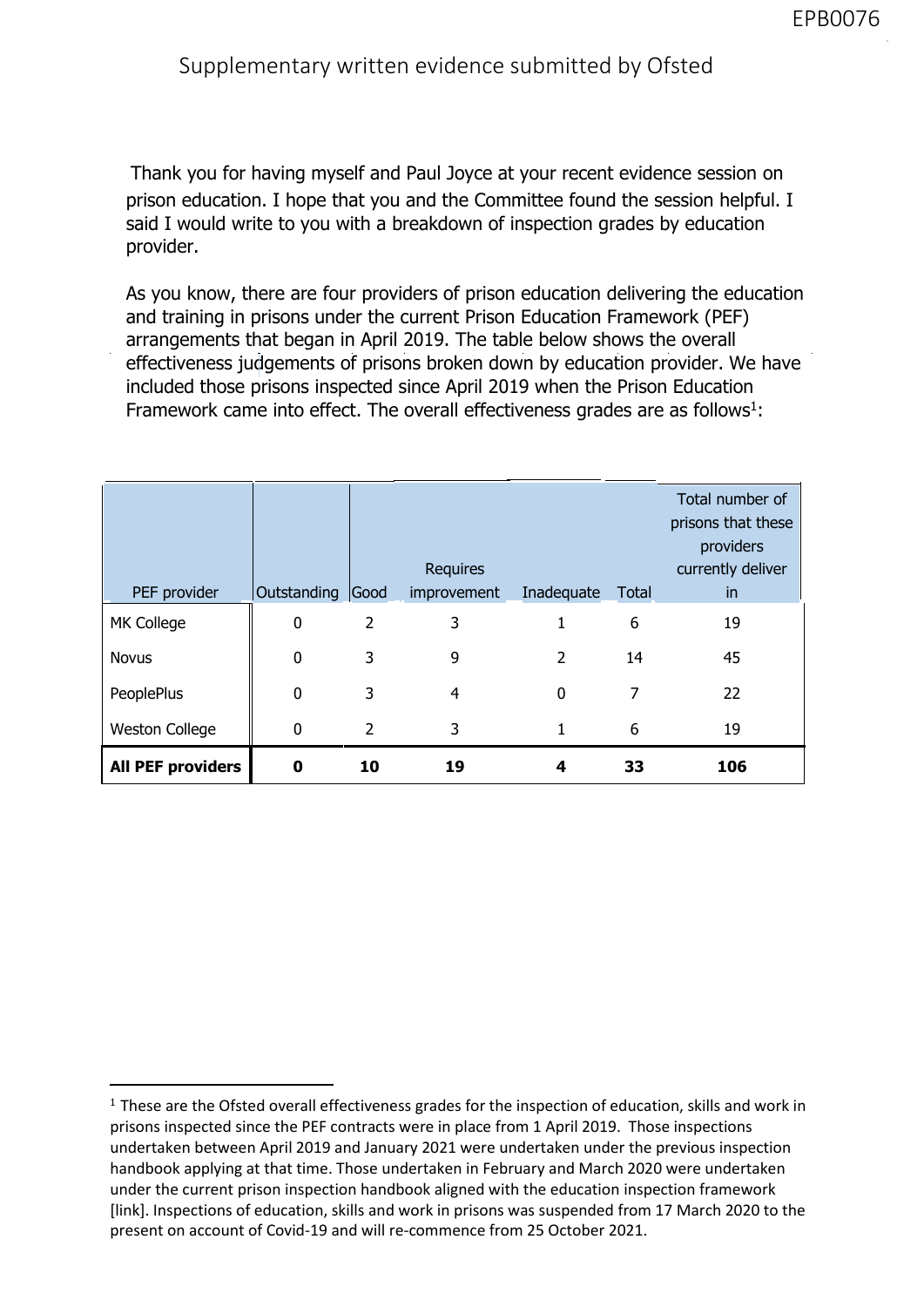# Supplementary written evidence submitted by Ofsted

Thank you for having myself and Paul Joyce at your recent evidence session on prison education. I hope that you and the Committee found the session helpful. I said I would write to you with a breakdown of inspection grades by education provider.

As you know, there are four providers of prison education delivering the education and training in prisons under the current Prison Education Framework (PEF) arrangements that began in April 2019. The table below shows the overall effectiveness judgements of prisons broken down by education provider. We have included those prisons inspected since April 2019 when the Prison Education Framework came into effect. The overall effectiveness grades are as follows[1]:

| PEF provider | Outstanding | Good | Requires improvement | Inadequate | Total | Total number of prisons that these providers currently deliver in |
|---|---|---|---|---|---|---|
| MK College | 0 | 2 | 3 | 1 | 6 | 19 |
| Novus | 0 | 3 | 9 | 2 | 14 | 45 |
| PeoplePlus | 0 | 3 | 4 | 0 | 7 | 22 |
| Weston College | 0 | 2 | 3 | 1 | 6 | 19 |
| **All PEF providers** | **0** | **10** | **19** | **4** | **33** | **106** |

[1] These are the Ofsted overall effectiveness grades for the inspection of education, skills and work in prisons inspected since the PEF contracts were in place from 1 April 2019. Those inspections undertaken between April 2019 and January 2021 were undertaken under the previous inspection handbook applying at that time. Those undertaken in February and March 2020 were undertaken under the current prison inspection handbook aligned with the education inspection framework [link]. Inspections of education, skills and work in prisons was suspended from 17 March 2020 to the present on account of Covid-19 and will re-commence from 25 October 2021.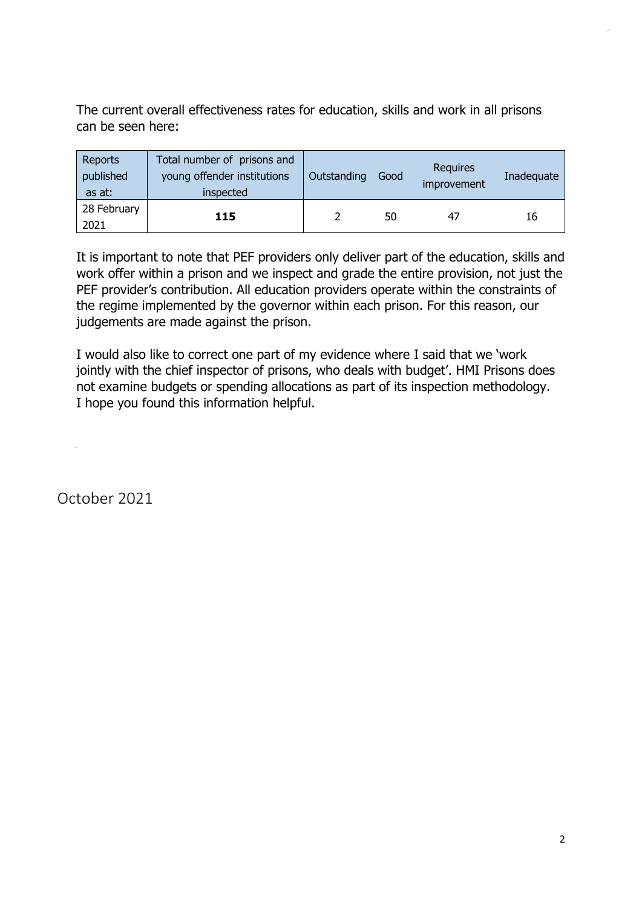The current overall effectiveness rates for education, skills and work in all prisons can be seen here:

| Reports published as at: | Total number of prisons and young offender institutions inspected | Outstanding | Good | Requires improvement | Inadequate |
|---|---|---|---|---|---|
| 28 February 2021 | **115** | 2 | 50 | 47 | 16 |

It is important to note that PEF providers only deliver part of the education, skills and work offer within a prison and we inspect and grade the entire provision, not just the PEF provider's contribution. All education providers operate within the constraints of the regime implemented by the governor within each prison. For this reason, our judgements are made against the prison.

I would also like to correct one part of my evidence where I said that we 'work jointly with the chief inspector of prisons, who deals with budget'. HMI Prisons does not examine budgets or spending allocations as part of its inspection methodology. I hope you found this information helpful.

October 2021